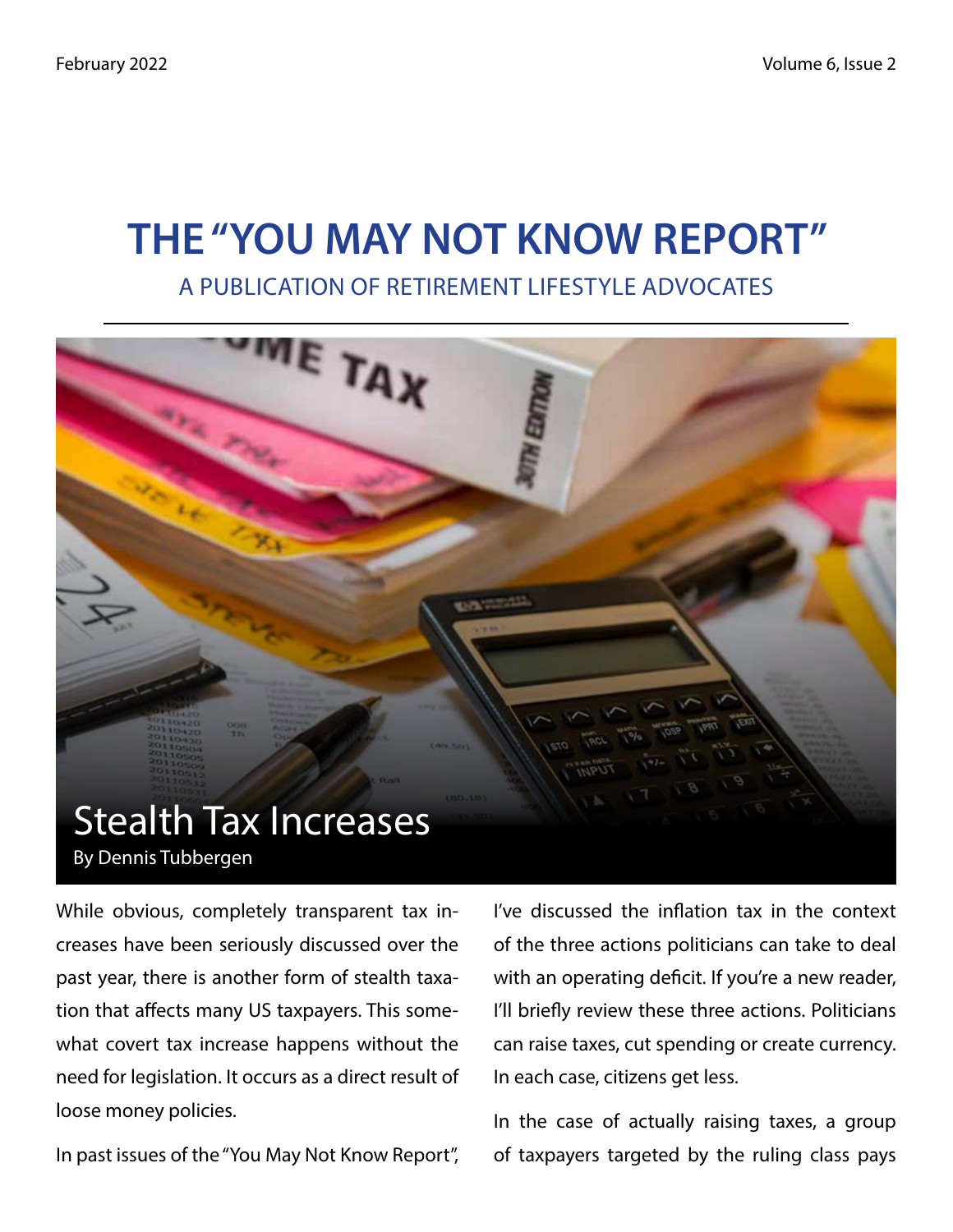# THE "YOU MAY NOT KNOW REPORT"

A PUBLICATION OF RETIREMENT LIFESTYLE ADVOCATES

## Stealth Tax Increases

By Dennis Tubbergen

While obvious, completely transparent tax increases have been seriously discussed over the past year, there is another form of stealth taxation that affects many US taxpayers. This somewhat covert tax increase happens without the need for legislation. It occurs as a direct result of loose money policies.

In past issues of the "You May Not Know Report", I've discussed the inflation tax in the context of the three actions politicians can take to deal with an operating deficit. If you're a new reader, I'll briefly review these three actions. Politicians can raise taxes, cut spending or create currency. In each case, citizens get less.

In the case of actually raising taxes, a group of taxpayers targeted by the ruling class pays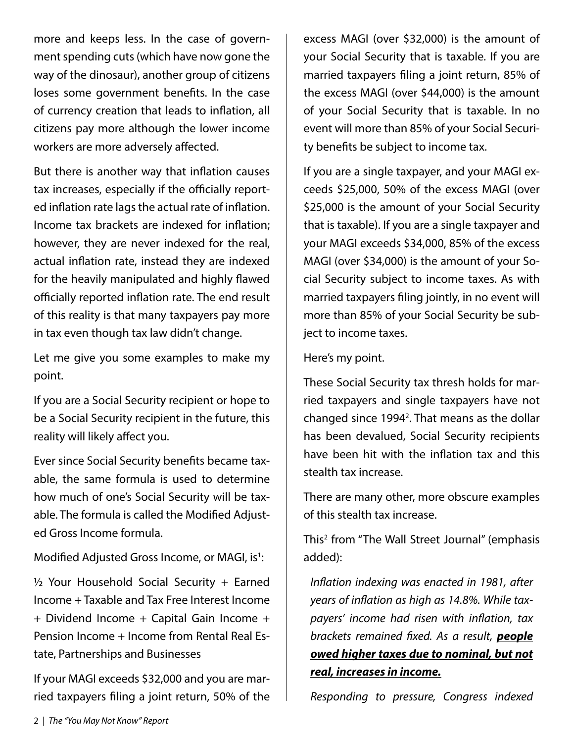more and keeps less. In the case of government spending cuts (which have now gone the way of the dinosaur), another group of citizens loses some government benefits. In the case of currency creation that leads to inflation, all citizens pay more although the lower income workers are more adversely affected.

But there is another way that inflation causes tax increases, especially if the officially reported inflation rate lags the actual rate of inflation. Income tax brackets are indexed for inflation; however, they are never indexed for the real, actual inflation rate, instead they are indexed for the heavily manipulated and highly flawed officially reported inflation rate. The end result of this reality is that many taxpayers pay more in tax even though tax law didn't change.

Let me give you some examples to make my point.

If you are a Social Security recipient or hope to be a Social Security recipient in the future, this reality will likely affect you.

Ever since Social Security benefits became taxable, the same formula is used to determine how much of one's Social Security will be taxable. The formula is called the Modified Adjusted Gross Income formula.

Modified Adjusted Gross Income, or MAGI, is[1]:

½ Your Household Social Security + Earned Income + Taxable and Tax Free Interest Income + Dividend Income + Capital Gain Income + Pension Income + Income from Rental Real Estate, Partnerships and Businesses

If your MAGI exceeds $32,000 and you are married taxpayers filing a joint return, 50% of the excess MAGI (over $32,000) is the amount of your Social Security that is taxable. If you are married taxpayers filing a joint return, 85% of the excess MAGI (over $44,000) is the amount of your Social Security that is taxable. In no event will more than 85% of your Social Security benefits be subject to income tax.

If you are a single taxpayer, and your MAGI exceeds $25,000, 50% of the excess MAGI (over $25,000 is the amount of your Social Security that is taxable). If you are a single taxpayer and your MAGI exceeds $34,000, 85% of the excess MAGI (over $34,000) is the amount of your Social Security subject to income taxes. As with married taxpayers filing jointly, in no event will more than 85% of your Social Security be subject to income taxes.

Here's my point.

These Social Security tax thresh holds for married taxpayers and single taxpayers have not changed since 1994[2]. That means as the dollar has been devalued, Social Security recipients have been hit with the inflation tax and this stealth tax increase.

There are many other, more obscure examples of this stealth tax increase.

This[2] from "The Wall Street Journal" (emphasis added):

> *Inflation indexing was enacted in 1981, after years of inflation as high as 14.8%. While taxpayers' income had risen with inflation, tax brackets remained fixed. As a result, **people owed higher taxes due to nominal, but not real, increases in income.***
>
> *Responding to pressure, Congress indexed*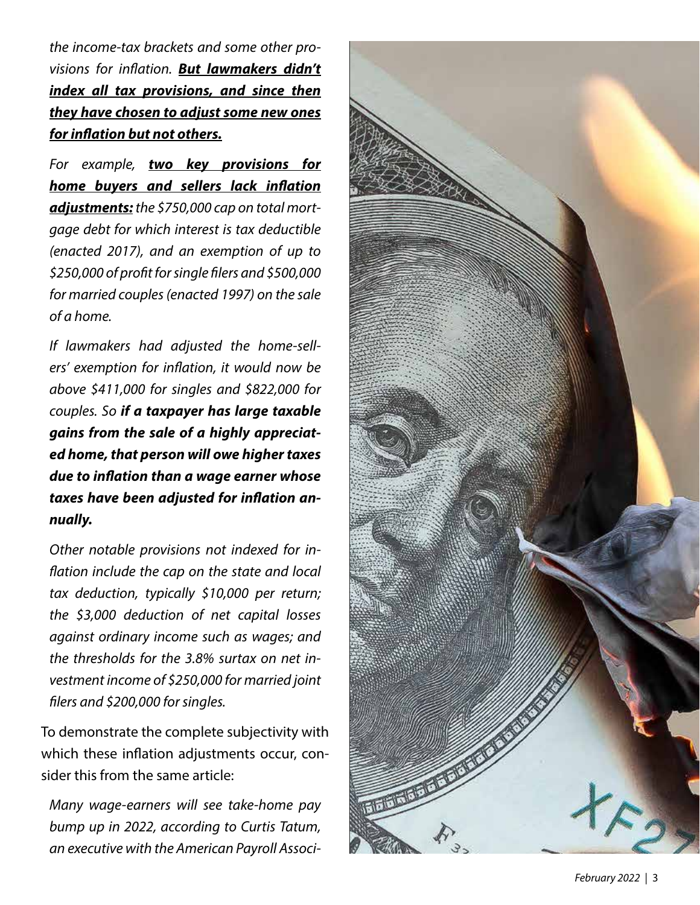*the income-tax brackets and some other provisions for inflation.* ***But lawmakers didn't index all tax provisions, and since then they have chosen to adjust some new ones for inflation but not others.***

*For example,* ***two key provisions for home buyers and sellers lack inflation adjustments:*** *the $750,000 cap on total mortgage debt for which interest is tax deductible (enacted 2017), and an exemption of up to $250,000 of profit for single filers and $500,000 for married couples (enacted 1997) on the sale of a home.*

*If lawmakers had adjusted the home-sellers' exemption for inflation, it would now be above $411,000 for singles and $822,000 for couples. So* ***if a taxpayer has large taxable gains from the sale of a highly appreciated home, that person will owe higher taxes due to inflation than a wage earner whose taxes have been adjusted for inflation annually.***

*Other notable provisions not indexed for inflation include the cap on the state and local tax deduction, typically $10,000 per return; the $3,000 deduction of net capital losses against ordinary income such as wages; and the thresholds for the 3.8% surtax on net investment income of $250,000 for married joint filers and $200,000 for singles.*

To demonstrate the complete subjectivity with which these inflation adjustments occur, consider this from the same article:

*Many wage-earners will see take-home pay bump up in 2022, according to Curtis Tatum, an executive with the American Payroll Associ-*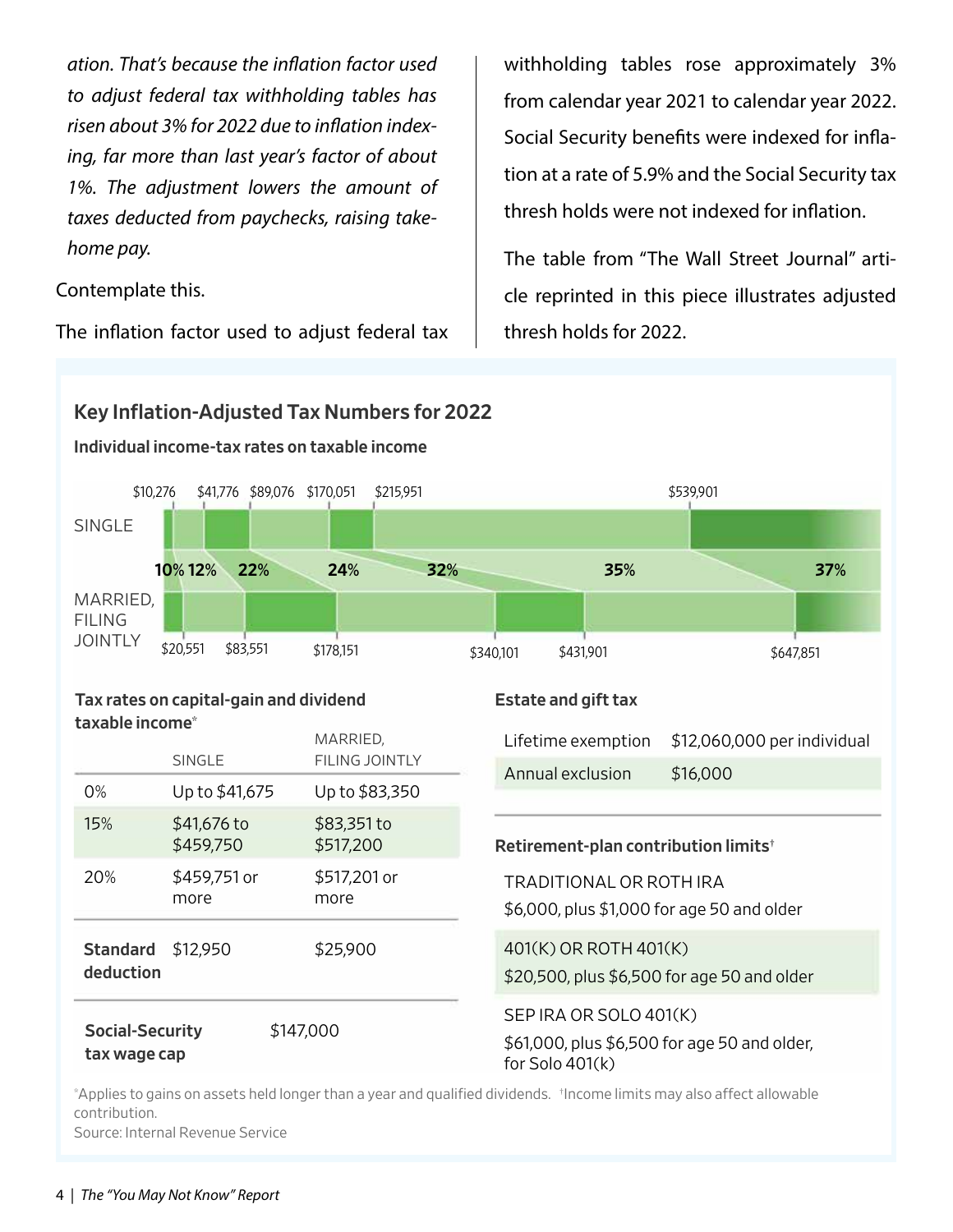*ation. That's because the inflation factor used to adjust federal tax withholding tables has risen about 3% for 2022 due to inflation indexing, far more than last year's factor of about 1%. The adjustment lowers the amount of taxes deducted from paychecks, raising take-home pay.*

Contemplate this.

The inflation factor used to adjust federal tax withholding tables rose approximately 3% from calendar year 2021 to calendar year 2022. Social Security benefits were indexed for inflation at a rate of 5.9% and the Social Security tax thresh holds were not indexed for inflation.

The table from "The Wall Street Journal" article reprinted in this piece illustrates adjusted thresh holds for 2022.

## Key Inflation-Adjusted Tax Numbers for 2022

### Individual income-tax rates on taxable income

| Rate | Single | Married, filing jointly |
|---|---|---|
| 10% | | |
| 12% | $10,276 | $20,551 |
| 22% | $41,776 | $83,551 |
| 24% | $89,076 | $178,151 |
| 32% | $170,051 | $340,101 |
| 35% | $215,951 | $431,901 |
| 37% | $539,901 | $647,851 |

### Tax rates on capital-gain and dividend taxable income*

| | SINGLE | MARRIED, FILING JOINTLY |
|---|---|---|
| 0% | Up to $41,675 | Up to $83,350 |
| 15% | $41,676 to $459,750 | $83,351 to $517,200 |
| 20% | $459,751 or more | $517,201 or more |
| **Standard deduction** | $12,950 | $25,900 |

| | |
|---|---|
| **Social-Security tax wage cap** | $147,000 |

### Estate and gift tax

| | |
|---|---|
| Lifetime exemption | $12,060,000 per individual |
| Annual exclusion | $16,000 |

### Retirement-plan contribution limits†

TRADITIONAL OR ROTH IRA
$6,000, plus $1,000 for age 50 and older

401(K) OR ROTH 401(K)
$20,500, plus $6,500 for age 50 and older

SEP IRA OR SOLO 401(K)
$61,000, plus $6,500 for age 50 and older, for Solo 401(k)

*Applies to gains on assets held longer than a year and qualified dividends. †Income limits may also affect allowable contribution.
Source: Internal Revenue Service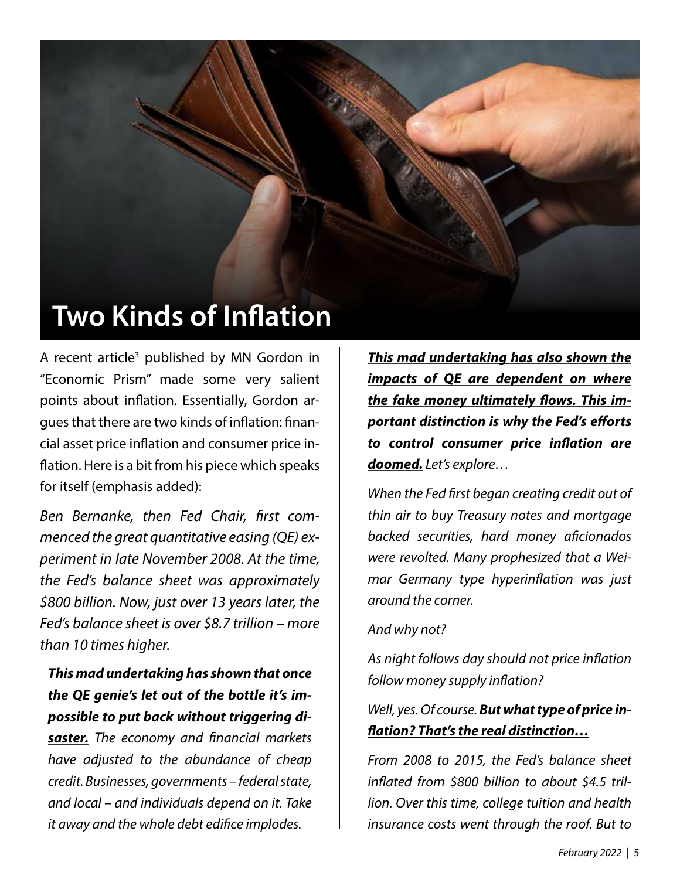# Two Kinds of Inflation

A recent article[3] published by MN Gordon in "Economic Prism" made some very salient points about inflation. Essentially, Gordon argues that there are two kinds of inflation: financial asset price inflation and consumer price inflation. Here is a bit from his piece which speaks for itself (emphasis added):

*Ben Bernanke, then Fed Chair, first commenced the great quantitative easing (QE) experiment in late November 2008. At the time, the Fed's balance sheet was approximately $800 billion. Now, just over 13 years later, the Fed's balance sheet is over $8.7 trillion – more than 10 times higher.*

***This mad undertaking has shown that once the QE genie's let out of the bottle it's impossible to put back without triggering disaster.*** *The economy and financial markets have adjusted to the abundance of cheap credit. Businesses, governments – federal state, and local – and individuals depend on it. Take it away and the whole debt edifice implodes.*

***This mad undertaking has also shown the impacts of QE are dependent on where the fake money ultimately flows. This important distinction is why the Fed's efforts to control consumer price inflation are doomed.*** *Let's explore…*

*When the Fed first began creating credit out of thin air to buy Treasury notes and mortgage backed securities, hard money aficionados were revolted. Many prophesized that a Weimar Germany type hyperinflation was just around the corner.*

*And why not?*

*As night follows day should not price inflation follow money supply inflation?*

*Well, yes. Of course.* ***But what type of price inflation? That's the real distinction…***

*From 2008 to 2015, the Fed's balance sheet inflated from $800 billion to about $4.5 trillion. Over this time, college tuition and health insurance costs went through the roof. But to*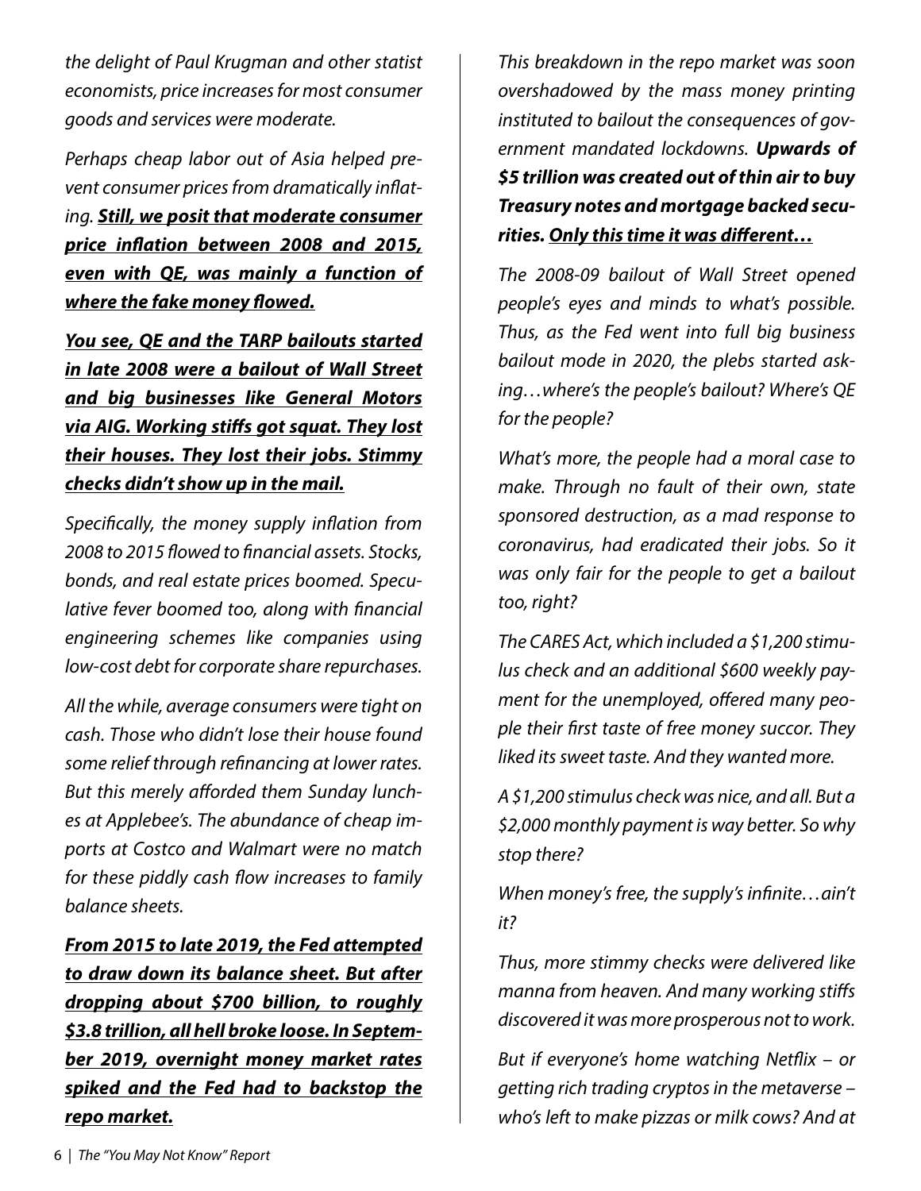*the delight of Paul Krugman and other statist economists, price increases for most consumer goods and services were moderate.*

*Perhaps cheap labor out of Asia helped prevent consumer prices from dramatically inflating.* ***<u>Still, we posit that moderate consumer price inflation between 2008 and 2015, even with QE, was mainly a function of where the fake money flowed.</u>***

***<u>You see, QE and the TARP bailouts started in late 2008 were a bailout of Wall Street and big businesses like General Motors via AIG. Working stiffs got squat. They lost their houses. They lost their jobs. Stimmy checks didn't show up in the mail.</u>***

*Specifically, the money supply inflation from 2008 to 2015 flowed to financial assets. Stocks, bonds, and real estate prices boomed. Speculative fever boomed too, along with financial engineering schemes like companies using low-cost debt for corporate share repurchases.*

*All the while, average consumers were tight on cash. Those who didn't lose their house found some relief through refinancing at lower rates. But this merely afforded them Sunday lunches at Applebee's. The abundance of cheap imports at Costco and Walmart were no match for these piddly cash flow increases to family balance sheets.*

***<u>From 2015 to late 2019, the Fed attempted to draw down its balance sheet. But after dropping about $700 billion, to roughly $3.8 trillion, all hell broke loose. In September 2019, overnight money market rates spiked and the Fed had to backstop the repo market.</u>***

*This breakdown in the repo market was soon overshadowed by the mass money printing instituted to bailout the consequences of government mandated lockdowns.* ***Upwards of $5 trillion was created out of thin air to buy Treasury notes and mortgage backed securities. <u>Only this time it was different…</u>***

*The 2008-09 bailout of Wall Street opened people's eyes and minds to what's possible. Thus, as the Fed went into full big business bailout mode in 2020, the plebs started asking…where's the people's bailout? Where's QE for the people?*

*What's more, the people had a moral case to make. Through no fault of their own, state sponsored destruction, as a mad response to coronavirus, had eradicated their jobs. So it was only fair for the people to get a bailout too, right?*

*The CARES Act, which included a $1,200 stimulus check and an additional $600 weekly payment for the unemployed, offered many people their first taste of free money succor. They liked its sweet taste. And they wanted more.*

*A $1,200 stimulus check was nice, and all. But a $2,000 monthly payment is way better. So why stop there?*

*When money's free, the supply's infinite…ain't it?*

*Thus, more stimmy checks were delivered like manna from heaven. And many working stiffs discovered it was more prosperous not to work.*

*But if everyone's home watching Netflix – or getting rich trading cryptos in the metaverse – who's left to make pizzas or milk cows? And at*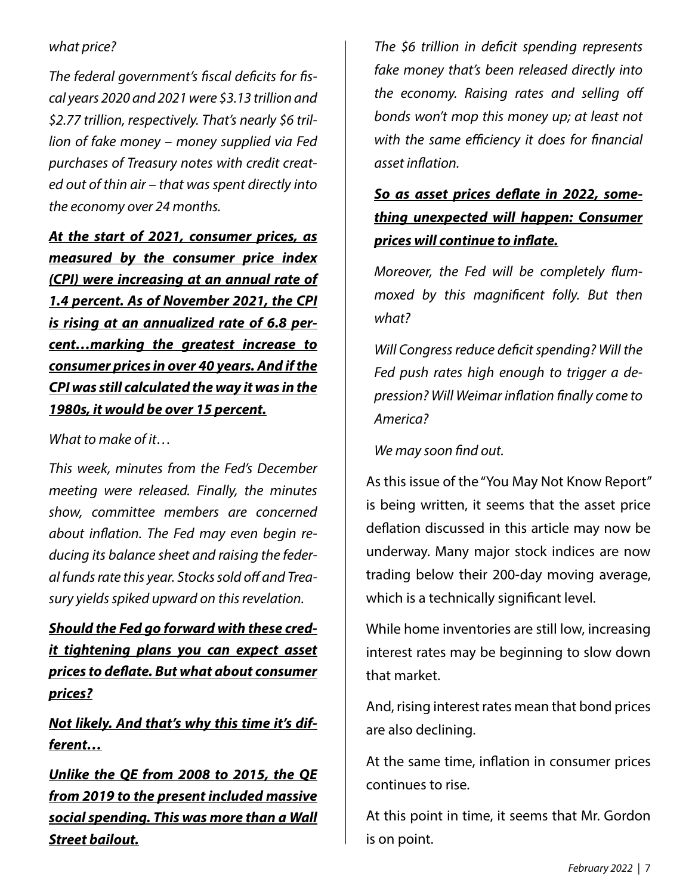*what price?*

*The federal government's fiscal deficits for fiscal years 2020 and 2021 were $3.13 trillion and $2.77 trillion, respectively. That's nearly $6 trillion of fake money – money supplied via Fed purchases of Treasury notes with credit created out of thin air – that was spent directly into the economy over 24 months.*

***<u>At the start of 2021, consumer prices, as measured by the consumer price index (CPI) were increasing at an annual rate of 1.4 percent. As of November 2021, the CPI is rising at an annualized rate of 6.8 percent…marking the greatest increase to consumer prices in over 40 years. And if the CPI was still calculated the way it was in the 1980s, it would be over 15 percent.</u>***

*What to make of it…*

*This week, minutes from the Fed's December meeting were released. Finally, the minutes show, committee members are concerned about inflation. The Fed may even begin reducing its balance sheet and raising the federal funds rate this year. Stocks sold off and Treasury yields spiked upward on this revelation.*

***<u>Should the Fed go forward with these credit tightening plans you can expect asset prices to deflate. But what about consumer prices?</u>***

***<u>Not likely. And that's why this time it's different…</u>***

***<u>Unlike the QE from 2008 to 2015, the QE from 2019 to the present included massive social spending. This was more than a Wall Street bailout.</u>***

*The $6 trillion in deficit spending represents fake money that's been released directly into the economy. Raising rates and selling off bonds won't mop this money up; at least not with the same efficiency it does for financial asset inflation.*

***<u>So as asset prices deflate in 2022, something unexpected will happen: Consumer prices will continue to inflate.</u>***

*Moreover, the Fed will be completely flummoxed by this magnificent folly. But then what?*

*Will Congress reduce deficit spending? Will the Fed push rates high enough to trigger a depression? Will Weimar inflation finally come to America?*

*We may soon find out.*

As this issue of the "You May Not Know Report" is being written, it seems that the asset price deflation discussed in this article may now be underway. Many major stock indices are now trading below their 200-day moving average, which is a technically significant level.

While home inventories are still low, increasing interest rates may be beginning to slow down that market.

And, rising interest rates mean that bond prices are also declining.

At the same time, inflation in consumer prices continues to rise.

At this point in time, it seems that Mr. Gordon is on point.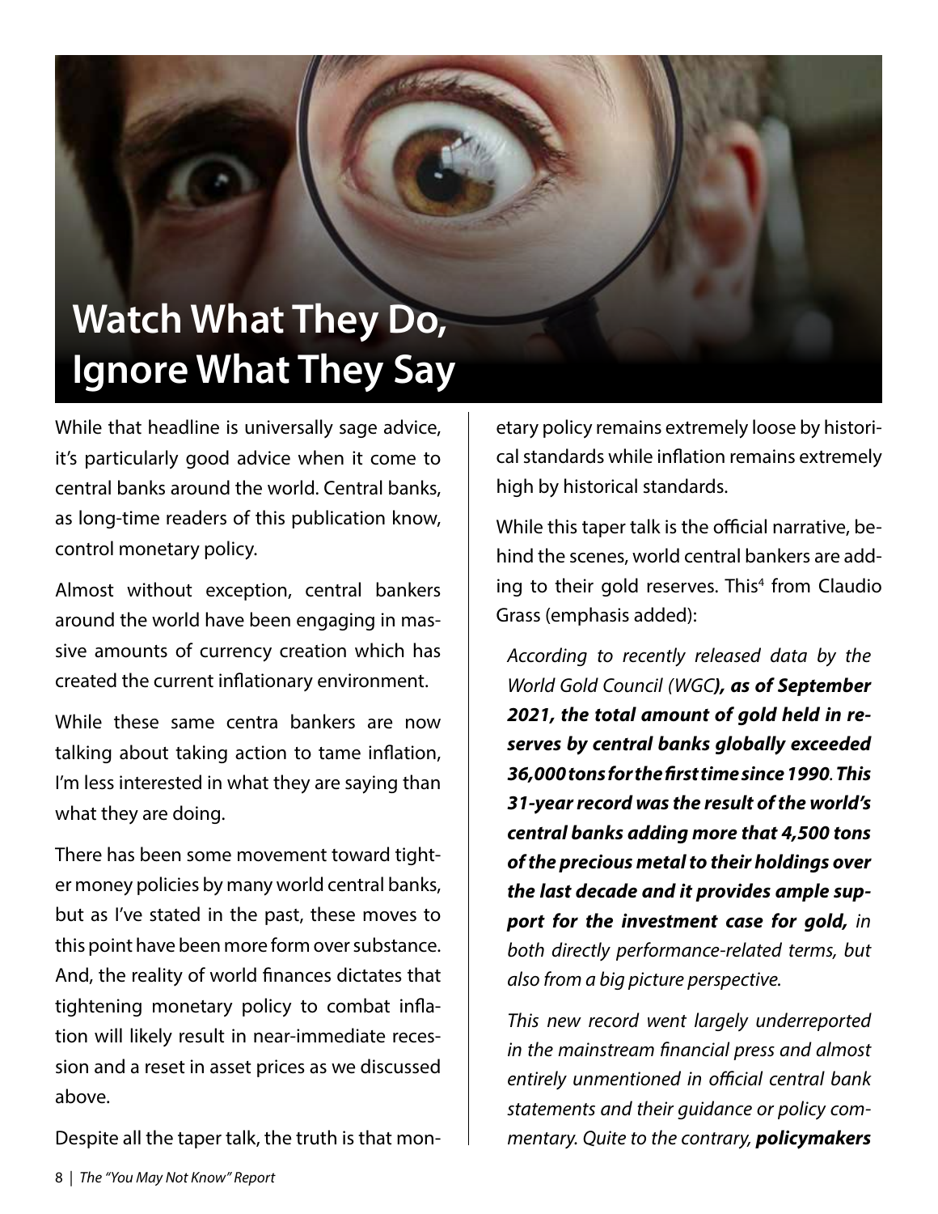# Watch What They Do, Ignore What They Say

While that headline is universally sage advice, it's particularly good advice when it come to central banks around the world. Central banks, as long-time readers of this publication know, control monetary policy.

Almost without exception, central bankers around the world have been engaging in massive amounts of currency creation which has created the current inflationary environment.

While these same centra bankers are now talking about taking action to tame inflation, I'm less interested in what they are saying than what they are doing.

There has been some movement toward tighter money policies by many world central banks, but as I've stated in the past, these moves to this point have been more form over substance. And, the reality of world finances dictates that tightening monetary policy to combat inflation will likely result in near-immediate recession and a reset in asset prices as we discussed above.

Despite all the taper talk, the truth is that monetary policy remains extremely loose by historical standards while inflation remains extremely high by historical standards.

While this taper talk is the official narrative, behind the scenes, world central bankers are adding to their gold reserves. This[4] from Claudio Grass (emphasis added):

> *According to recently released data by the World Gold Council (WGC)**, as of September 2021, the total amount of gold held in reserves by central banks globally exceeded 36,000 tons for the first time since 1990**. **This 31-year record was the result of the world's central banks adding more that 4,500 tons of the precious metal to their holdings over the last decade and it provides ample support for the investment case for gold,** in both directly performance-related terms, but also from a big picture perspective.*
>
> *This new record went largely underreported in the mainstream financial press and almost entirely unmentioned in official central bank statements and their guidance or policy commentary. Quite to the contrary, **policymakers***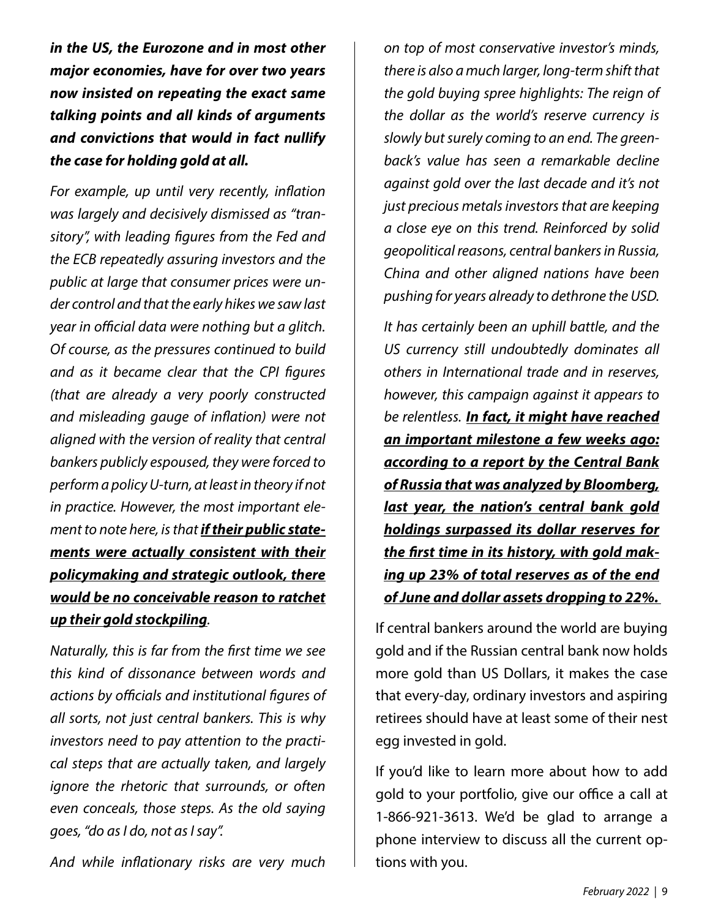***in the US, the Eurozone and in most other major economies, have for over two years now insisted on repeating the exact same talking points and all kinds of arguments and convictions that would in fact nullify the case for holding gold at all.***

*For example, up until very recently, inflation was largely and decisively dismissed as "transitory", with leading figures from the Fed and the ECB repeatedly assuring investors and the public at large that consumer prices were under control and that the early hikes we saw last year in official data were nothing but a glitch. Of course, as the pressures continued to build and as it became clear that the CPI figures (that are already a very poorly constructed and misleading gauge of inflation) were not aligned with the version of reality that central bankers publicly espoused, they were forced to perform a policy U-turn, at least in theory if not in practice. However, the most important element to note here, is that* ***<u>if their public statements were actually consistent with their policymaking and strategic outlook, there would be no conceivable reason to ratchet up their gold stockpiling</u>****.*

*Naturally, this is far from the first time we see this kind of dissonance between words and actions by officials and institutional figures of all sorts, not just central bankers. This is why investors need to pay attention to the practical steps that are actually taken, and largely ignore the rhetoric that surrounds, or often even conceals, those steps. As the old saying goes, "do as I do, not as I say".*

*And while inflationary risks are very much on top of most conservative investor's minds, there is also a much larger, long-term shift that the gold buying spree highlights: The reign of the dollar as the world's reserve currency is slowly but surely coming to an end. The greenback's value has seen a remarkable decline against gold over the last decade and it's not just precious metals investors that are keeping a close eye on this trend. Reinforced by solid geopolitical reasons, central bankers in Russia, China and other aligned nations have been pushing for years already to dethrone the USD.*

*It has certainly been an uphill battle, and the US currency still undoubtedly dominates all others in International trade and in reserves, however, this campaign against it appears to be relentless.* ***<u>In fact, it might have reached an important milestone a few weeks ago: according to a report by the Central Bank of Russia that was analyzed by Bloomberg, last year, the nation's central bank gold holdings surpassed its dollar reserves for the first time in its history, with gold making up 23% of total reserves as of the end of June and dollar assets dropping to 22%.</u>***

If central bankers around the world are buying gold and if the Russian central bank now holds more gold than US Dollars, it makes the case that every-day, ordinary investors and aspiring retirees should have at least some of their nest egg invested in gold.

If you'd like to learn more about how to add gold to your portfolio, give our office a call at 1-866-921-3613. We'd be glad to arrange a phone interview to discuss all the current options with you.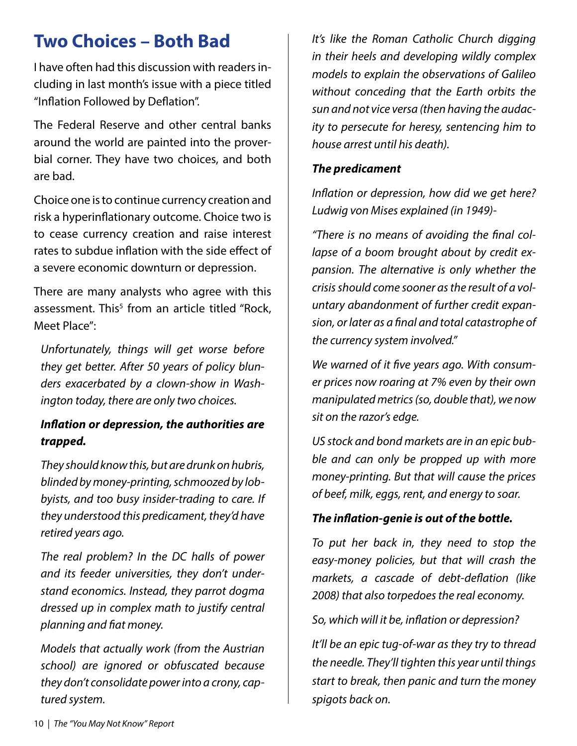## Two Choices – Both Bad

I have often had this discussion with readers including in last month's issue with a piece titled "Inflation Followed by Deflation".

The Federal Reserve and other central banks around the world are painted into the proverbial corner. They have two choices, and both are bad.

Choice one is to continue currency creation and risk a hyperinflationary outcome. Choice two is to cease currency creation and raise interest rates to subdue inflation with the side effect of a severe economic downturn or depression.

There are many analysts who agree with this assessment. This[5] from an article titled "Rock, Meet Place":

> *Unfortunately, things will get worse before they get better. After 50 years of policy blunders exacerbated by a clown-show in Washington today, there are only two choices.*
>
> ***Inflation or depression, the authorities are trapped.***
>
> *They should know this, but are drunk on hubris, blinded by money-printing, schmoozed by lobbyists, and too busy insider-trading to care. If they understood this predicament, they'd have retired years ago.*
>
> *The real problem? In the DC halls of power and its feeder universities, they don't understand economics. Instead, they parrot dogma dressed up in complex math to justify central planning and fiat money.*
>
> *Models that actually work (from the Austrian school) are ignored or obfuscated because they don't consolidate power into a crony, captured system.*
>
> *It's like the Roman Catholic Church digging in their heels and developing wildly complex models to explain the observations of Galileo without conceding that the Earth orbits the sun and not vice versa (then having the audacity to persecute for heresy, sentencing him to house arrest until his death).*
>
> ***The predicament***
>
> *Inflation or depression, how did we get here? Ludwig von Mises explained (in 1949)-*
>
> *"There is no means of avoiding the final collapse of a boom brought about by credit expansion. The alternative is only whether the crisis should come sooner as the result of a voluntary abandonment of further credit expansion, or later as a final and total catastrophe of the currency system involved."*
>
> *We warned of it five years ago. With consumer prices now roaring at 7% even by their own manipulated metrics (so, double that), we now sit on the razor's edge.*
>
> *US stock and bond markets are in an epic bubble and can only be propped up with more money-printing. But that will cause the prices of beef, milk, eggs, rent, and energy to soar.*
>
> ***The inflation-genie is out of the bottle.***
>
> *To put her back in, they need to stop the easy-money policies, but that will crash the markets, a cascade of debt-deflation (like 2008) that also torpedoes the real economy.*
>
> *So, which will it be, inflation or depression?*
>
> *It'll be an epic tug-of-war as they try to thread the needle. They'll tighten this year until things start to break, then panic and turn the money spigots back on.*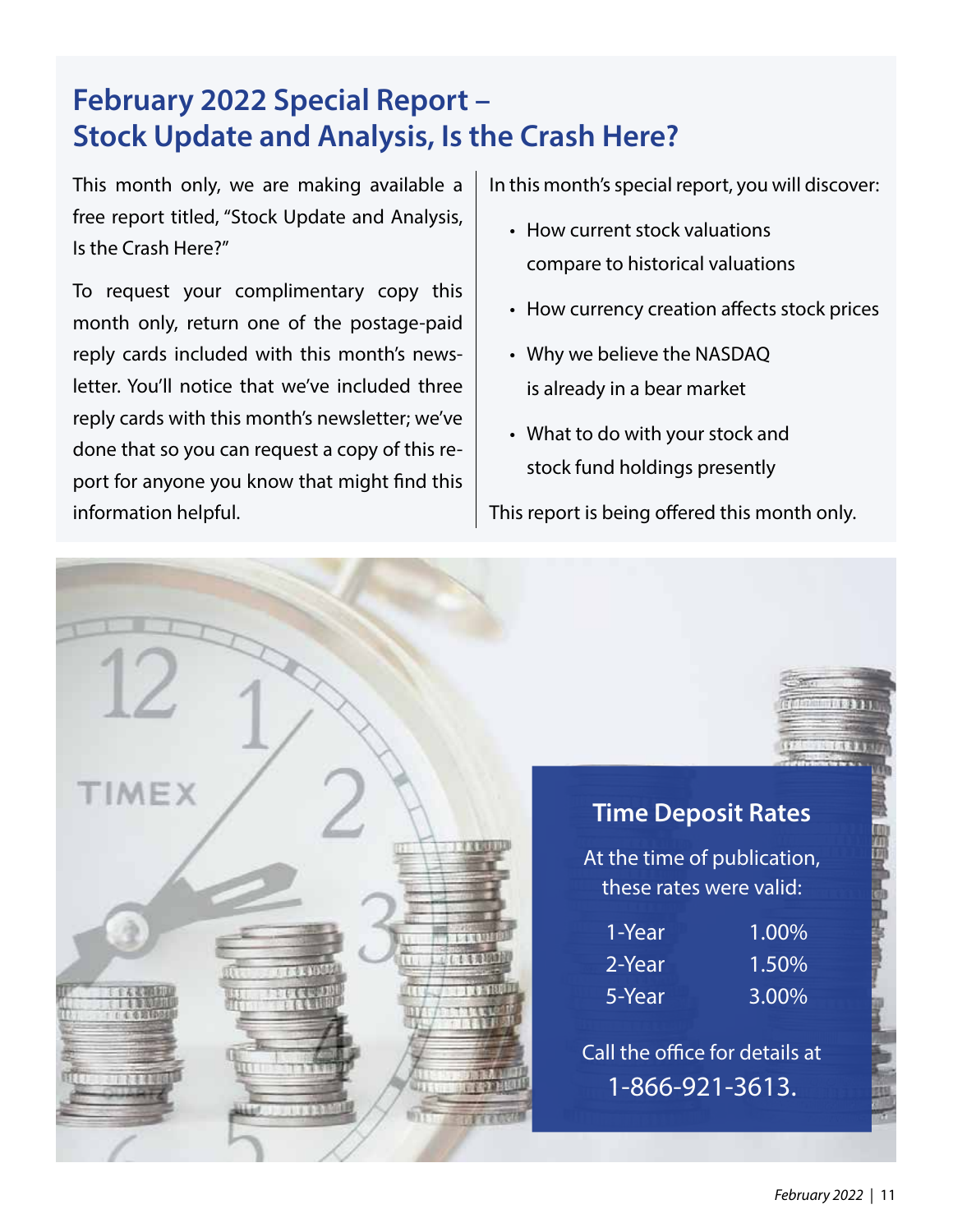# February 2022 Special Report – Stock Update and Analysis, Is the Crash Here?

This month only, we are making available a free report titled, "Stock Update and Analysis, Is the Crash Here?"

To request your complimentary copy this month only, return one of the postage-paid reply cards included with this month's newsletter. You'll notice that we've included three reply cards with this month's newsletter; we've done that so you can request a copy of this report for anyone you know that might find this information helpful.

In this month's special report, you will discover:

- How current stock valuations compare to historical valuations
- How currency creation affects stock prices
- Why we believe the NASDAQ is already in a bear market
- What to do with your stock and stock fund holdings presently

This report is being offered this month only.

## Time Deposit Rates

At the time of publication, these rates were valid:

| Term | Rate |
|---|---|
| 1-Year | 1.00% |
| 2-Year | 1.50% |
| 5-Year | 3.00% |

Call the office for details at 1-866-921-3613.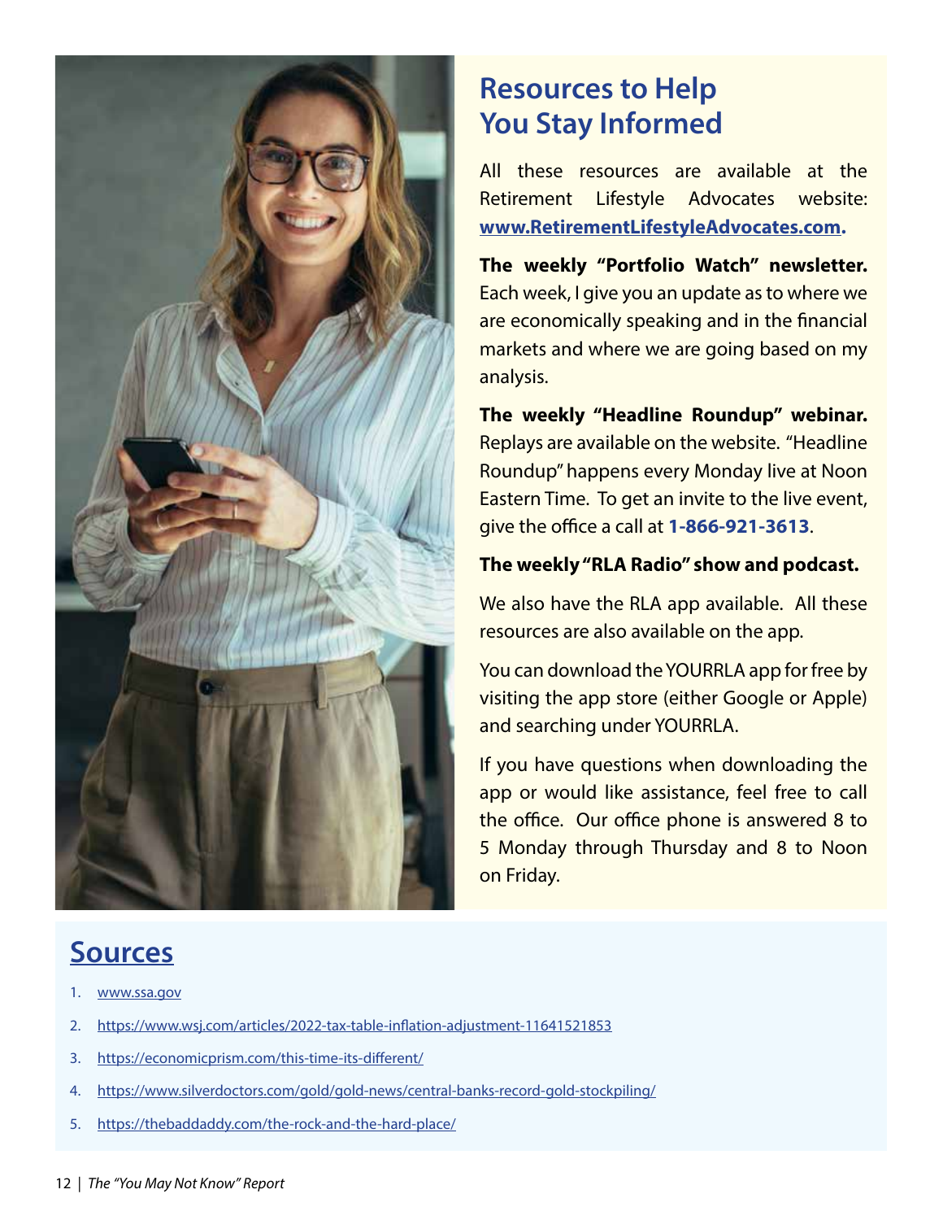## Resources to Help You Stay Informed

All these resources are available at the Retirement Lifestyle Advocates website: **www.RetirementLifestyleAdvocates.com.**

**The weekly "Portfolio Watch" newsletter.** Each week, I give you an update as to where we are economically speaking and in the financial markets and where we are going based on my analysis.

**The weekly "Headline Roundup" webinar.** Replays are available on the website. "Headline Roundup" happens every Monday live at Noon Eastern Time. To get an invite to the live event, give the office a call at **1-866-921-3613**.

**The weekly "RLA Radio" show and podcast.**

We also have the RLA app available. All these resources are also available on the app.

You can download the YOURRLA app for free by visiting the app store (either Google or Apple) and searching under YOURRLA.

If you have questions when downloading the app or would like assistance, feel free to call the office. Our office phone is answered 8 to 5 Monday through Thursday and 8 to Noon on Friday.

## Sources

1. www.ssa.gov
2. https://www.wsj.com/articles/2022-tax-table-inflation-adjustment-11641521853
3. https://economicprism.com/this-time-its-different/
4. https://www.silverdoctors.com/gold/gold-news/central-banks-record-gold-stockpiling/
5. https://thebaddaddy.com/the-rock-and-the-hard-place/